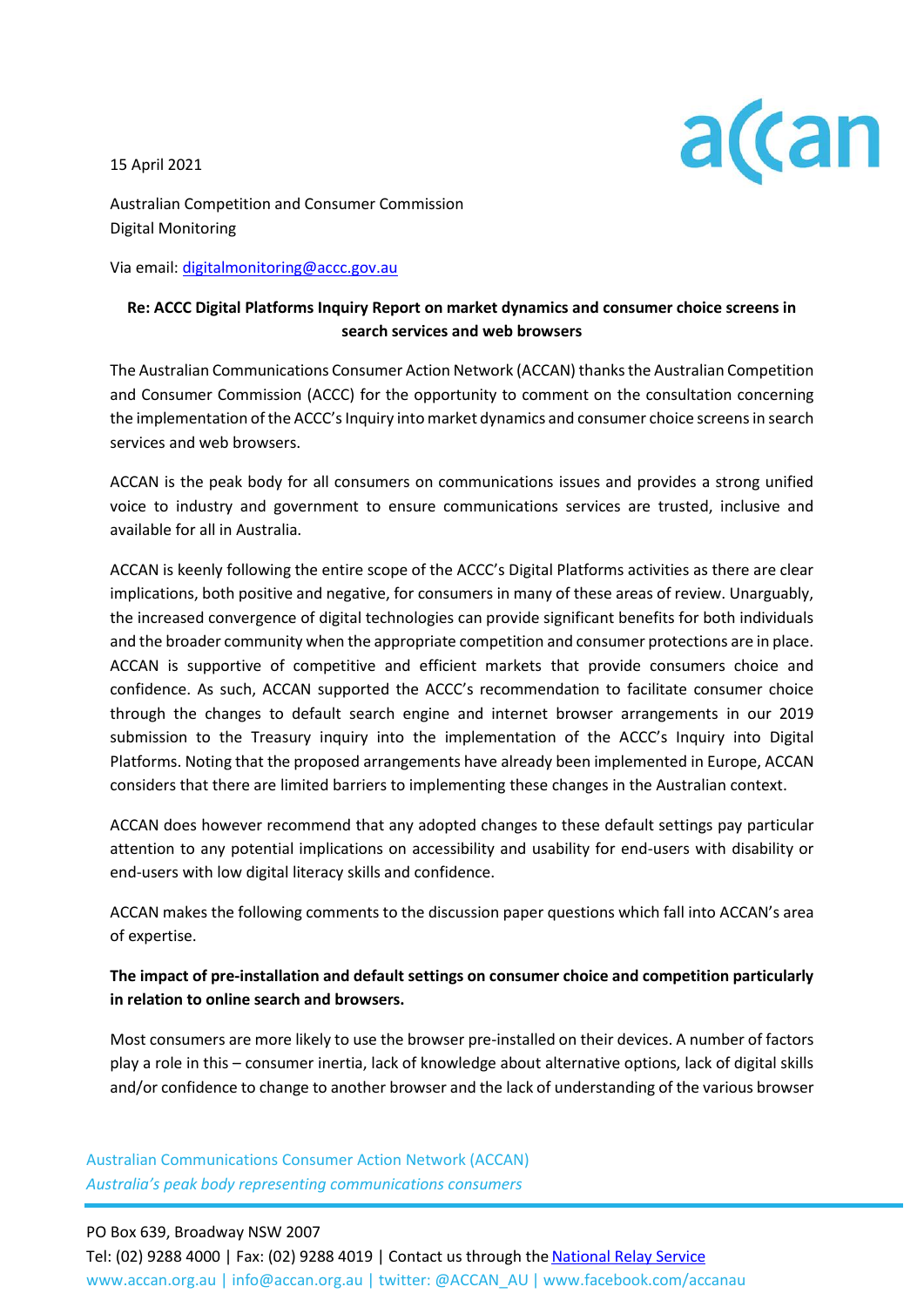15 April 2021

Australian Competition and Consumer Commission
Digital Monitoring

Via email: [digitalmonitoring@accc.gov.au](mailto:digitalmonitoring@accc.gov.au)

**Re: ACCC Digital Platforms Inquiry Report on market dynamics and consumer choice screens in search services and web browsers**

The Australian Communications Consumer Action Network (ACCAN) thanks the Australian Competition and Consumer Commission (ACCC) for the opportunity to comment on the consultation concerning the implementation of the ACCC's Inquiry into market dynamics and consumer choice screens in search services and web browsers.

ACCAN is the peak body for all consumers on communications issues and provides a strong unified voice to industry and government to ensure communications services are trusted, inclusive and available for all in Australia.

ACCAN is keenly following the entire scope of the ACCC's Digital Platforms activities as there are clear implications, both positive and negative, for consumers in many of these areas of review. Unarguably, the increased convergence of digital technologies can provide significant benefits for both individuals and the broader community when the appropriate competition and consumer protections are in place. ACCAN is supportive of competitive and efficient markets that provide consumers choice and confidence. As such, ACCAN supported the ACCC's recommendation to facilitate consumer choice through the changes to default search engine and internet browser arrangements in our 2019 submission to the Treasury inquiry into the implementation of the ACCC's Inquiry into Digital Platforms. Noting that the proposed arrangements have already been implemented in Europe, ACCAN considers that there are limited barriers to implementing these changes in the Australian context.

ACCAN does however recommend that any adopted changes to these default settings pay particular attention to any potential implications on accessibility and usability for end-users with disability or end-users with low digital literacy skills and confidence.

ACCAN makes the following comments to the discussion paper questions which fall into ACCAN's area of expertise.

**The impact of pre-installation and default settings on consumer choice and competition particularly in relation to online search and browsers.**

Most consumers are more likely to use the browser pre-installed on their devices. A number of factors play a role in this – consumer inertia, lack of knowledge about alternative options, lack of digital skills and/or confidence to change to another browser and the lack of understanding of the various browser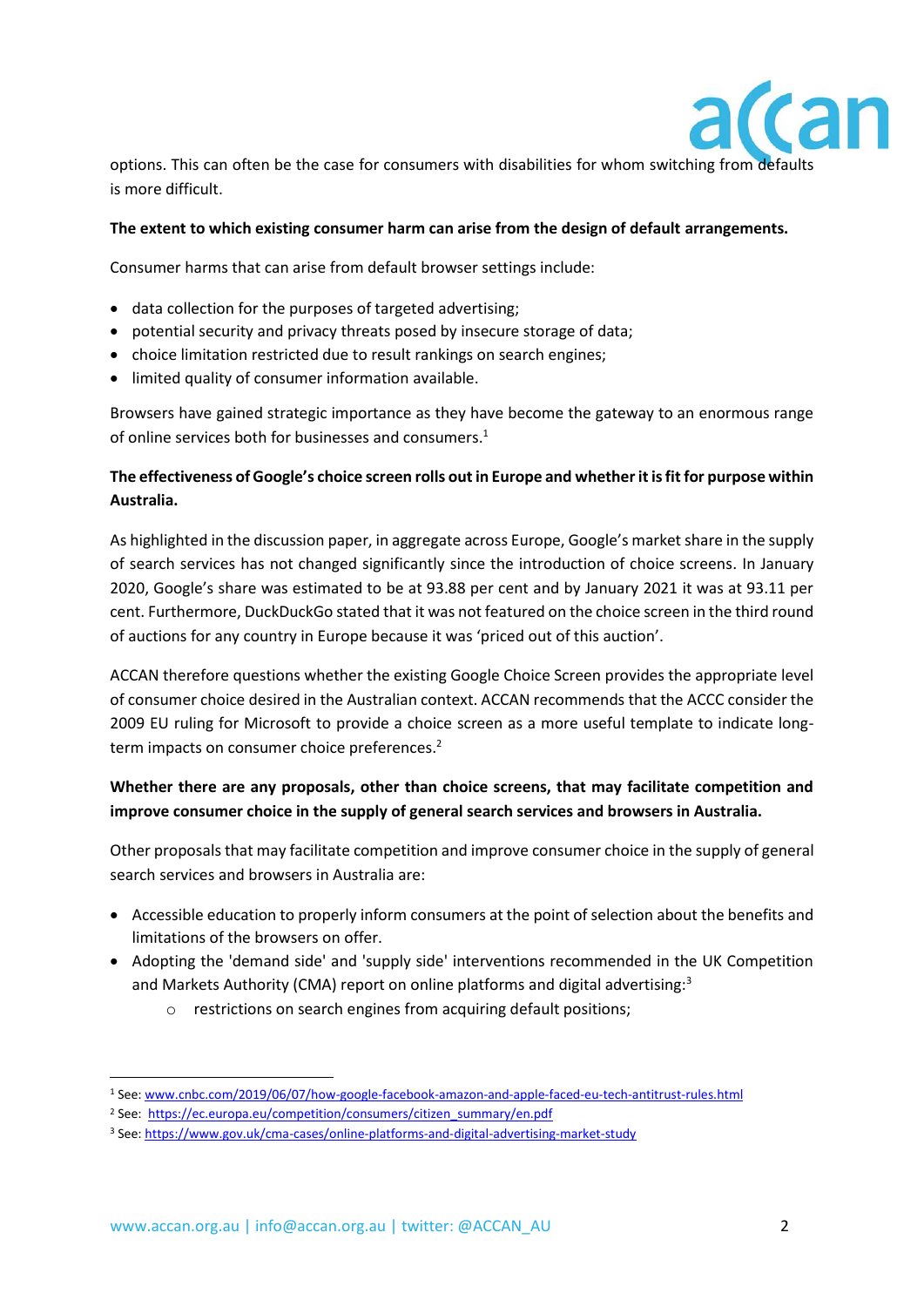options. This can often be the case for consumers with disabilities for whom switching from defaults is more difficult.

**The extent to which existing consumer harm can arise from the design of default arrangements.**

Consumer harms that can arise from default browser settings include:

- data collection for the purposes of targeted advertising;
- potential security and privacy threats posed by insecure storage of data;
- choice limitation restricted due to result rankings on search engines;
- limited quality of consumer information available.

Browsers have gained strategic importance as they have become the gateway to an enormous range of online services both for businesses and consumers.[1]

**The effectiveness of Google's choice screen rolls out in Europe and whether it is fit for purpose within Australia.**

As highlighted in the discussion paper, in aggregate across Europe, Google's market share in the supply of search services has not changed significantly since the introduction of choice screens. In January 2020, Google's share was estimated to be at 93.88 per cent and by January 2021 it was at 93.11 per cent. Furthermore, DuckDuckGo stated that it was not featured on the choice screen in the third round of auctions for any country in Europe because it was 'priced out of this auction'.

ACCAN therefore questions whether the existing Google Choice Screen provides the appropriate level of consumer choice desired in the Australian context. ACCAN recommends that the ACCC consider the 2009 EU ruling for Microsoft to provide a choice screen as a more useful template to indicate long-term impacts on consumer choice preferences.[2]

**Whether there are any proposals, other than choice screens, that may facilitate competition and improve consumer choice in the supply of general search services and browsers in Australia.**

Other proposals that may facilitate competition and improve consumer choice in the supply of general search services and browsers in Australia are:

- Accessible education to properly inform consumers at the point of selection about the benefits and limitations of the browsers on offer.
- Adopting the 'demand side' and 'supply side' interventions recommended in the UK Competition and Markets Authority (CMA) report on online platforms and digital advertising:[3]
    - restrictions on search engines from acquiring default positions;

---

[1] See: www.cnbc.com/2019/06/07/how-google-facebook-amazon-and-apple-faced-eu-tech-antitrust-rules.html

[2] See: https://ec.europa.eu/competition/consumers/citizen_summary/en.pdf

[3] See: https://www.gov.uk/cma-cases/online-platforms-and-digital-advertising-market-study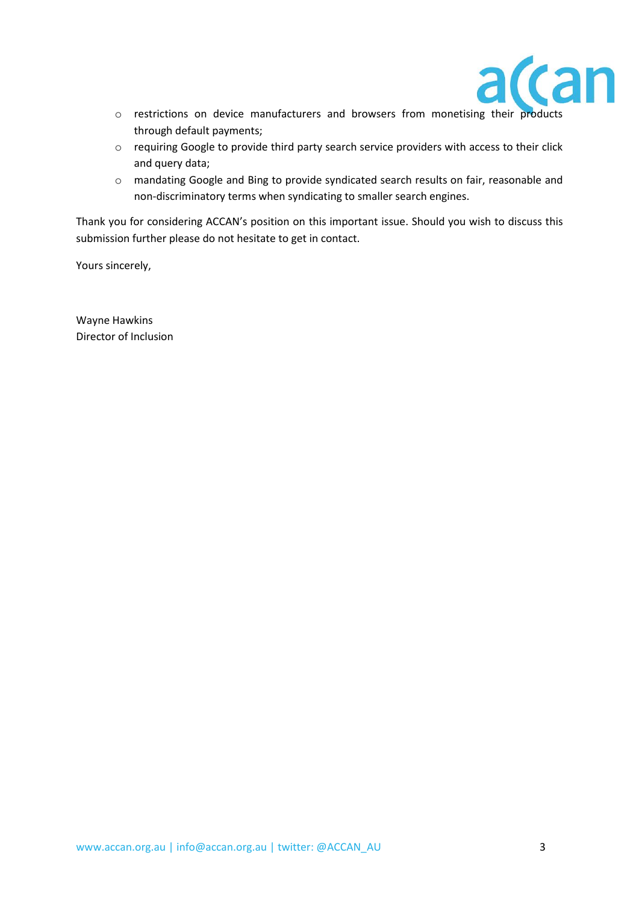- restrictions on device manufacturers and browsers from monetising their products through default payments;
- requiring Google to provide third party search service providers with access to their click and query data;
- mandating Google and Bing to provide syndicated search results on fair, reasonable and non-discriminatory terms when syndicating to smaller search engines.

Thank you for considering ACCAN's position on this important issue. Should you wish to discuss this submission further please do not hesitate to get in contact.

Yours sincerely,

Wayne Hawkins
Director of Inclusion